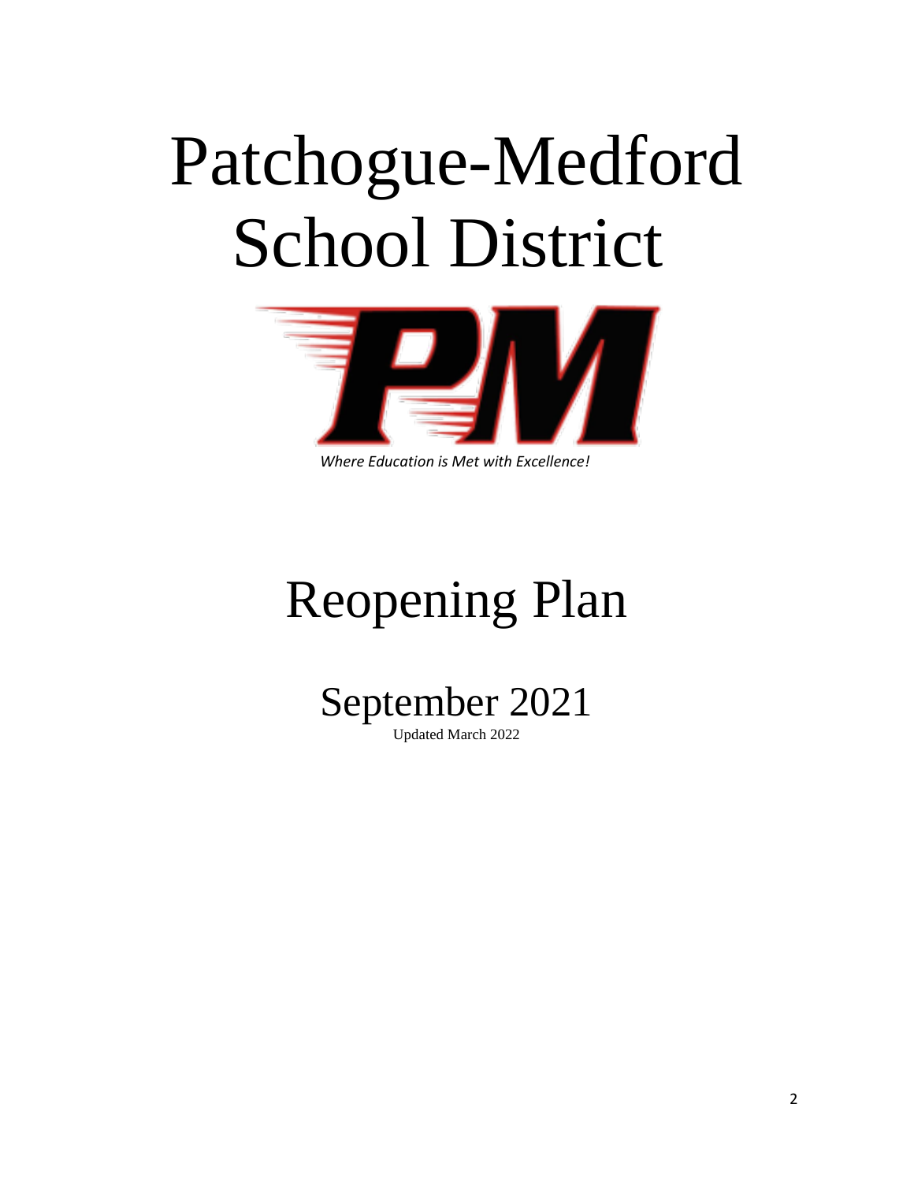# Patchogue-Medford School District

*Where Education is Met with Excellence!*

# Reopening Plan

## September 2021

Updated March 2022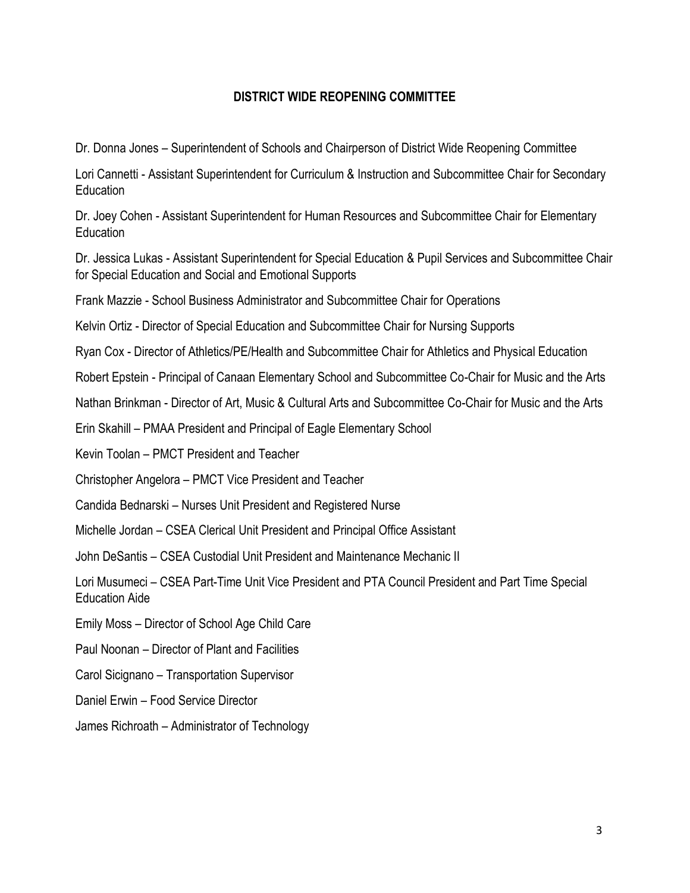# DISTRICT WIDE REOPENING COMMITTEE

Dr. Donna Jones – Superintendent of Schools and Chairperson of District Wide Reopening Committee

Lori Cannetti - Assistant Superintendent for Curriculum & Instruction and Subcommittee Chair for Secondary Education

Dr. Joey Cohen - Assistant Superintendent for Human Resources and Subcommittee Chair for Elementary Education

Dr. Jessica Lukas - Assistant Superintendent for Special Education & Pupil Services and Subcommittee Chair for Special Education and Social and Emotional Supports

Frank Mazzie - School Business Administrator and Subcommittee Chair for Operations

Kelvin Ortiz - Director of Special Education and Subcommittee Chair for Nursing Supports

Ryan Cox - Director of Athletics/PE/Health and Subcommittee Chair for Athletics and Physical Education

Robert Epstein - Principal of Canaan Elementary School and Subcommittee Co-Chair for Music and the Arts

Nathan Brinkman - Director of Art, Music & Cultural Arts and Subcommittee Co-Chair for Music and the Arts

Erin Skahill – PMAA President and Principal of Eagle Elementary School

Kevin Toolan – PMCT President and Teacher

Christopher Angelora – PMCT Vice President and Teacher

Candida Bednarski – Nurses Unit President and Registered Nurse

Michelle Jordan – CSEA Clerical Unit President and Principal Office Assistant

John DeSantis – CSEA Custodial Unit President and Maintenance Mechanic II

Lori Musumeci – CSEA Part-Time Unit Vice President and PTA Council President and Part Time Special Education Aide

Emily Moss – Director of School Age Child Care

Paul Noonan – Director of Plant and Facilities

Carol Sicignano – Transportation Supervisor

Daniel Erwin – Food Service Director

James Richroath – Administrator of Technology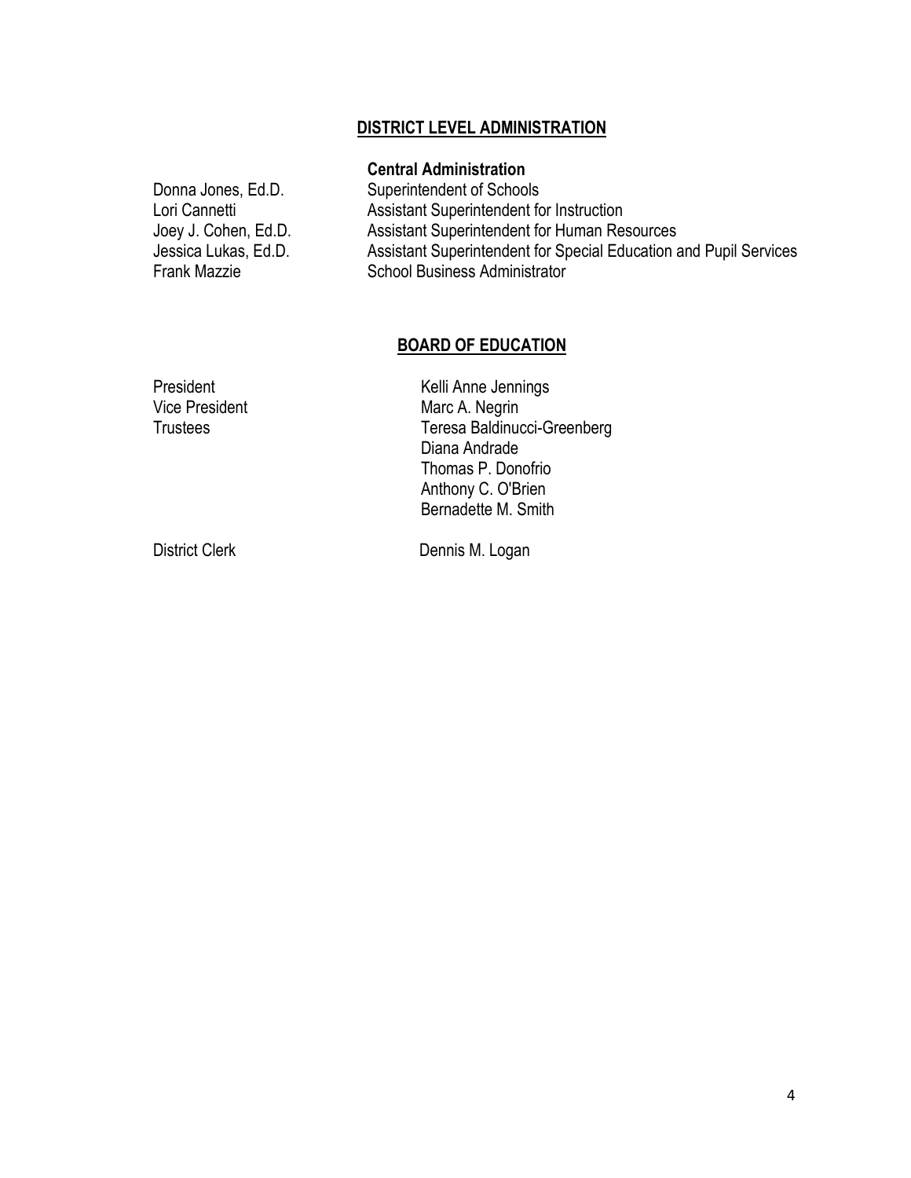## DISTRICT LEVEL ADMINISTRATION

### Central Administration

| | |
|---|---|
| Donna Jones, Ed.D. | Superintendent of Schools |
| Lori Cannetti | Assistant Superintendent for Instruction |
| Joey J. Cohen, Ed.D. | Assistant Superintendent for Human Resources |
| Jessica Lukas, Ed.D. | Assistant Superintendent for Special Education and Pupil Services |
| Frank Mazzie | School Business Administrator |

## BOARD OF EDUCATION

| | |
|---|---|
| President | Kelli Anne Jennings |
| Vice President | Marc A. Negrin |
| Trustees | Teresa Baldinucci-Greenberg |
| | Diana Andrade |
| | Thomas P. Donofrio |
| | Anthony C. O'Brien |
| | Bernadette M. Smith |
| District Clerk | Dennis M. Logan |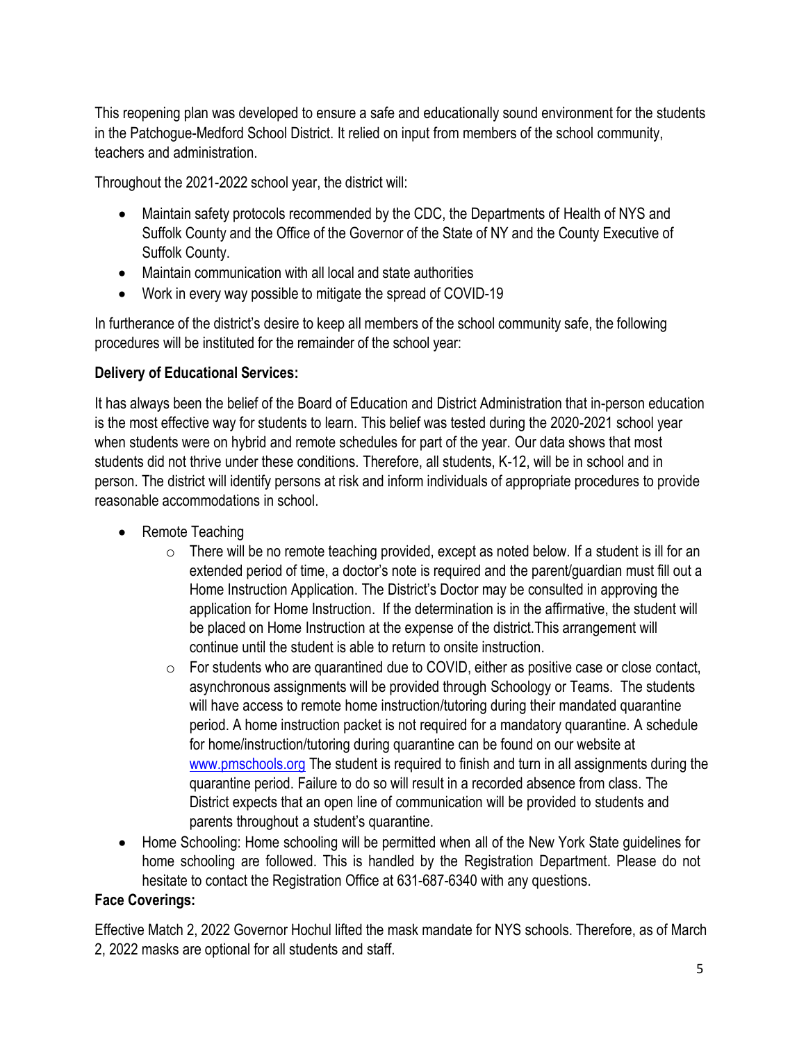This reopening plan was developed to ensure a safe and educationally sound environment for the students in the Patchogue-Medford School District. It relied on input from members of the school community, teachers and administration.

Throughout the 2021-2022 school year, the district will:

- Maintain safety protocols recommended by the CDC, the Departments of Health of NYS and Suffolk County and the Office of the Governor of the State of NY and the County Executive of Suffolk County.
- Maintain communication with all local and state authorities
- Work in every way possible to mitigate the spread of COVID-19

In furtherance of the district's desire to keep all members of the school community safe, the following procedures will be instituted for the remainder of the school year:

**Delivery of Educational Services:**

It has always been the belief of the Board of Education and District Administration that in-person education is the most effective way for students to learn. This belief was tested during the 2020-2021 school year when students were on hybrid and remote schedules for part of the year. Our data shows that most students did not thrive under these conditions. Therefore, all students, K-12, will be in school and in person. The district will identify persons at risk and inform individuals of appropriate procedures to provide reasonable accommodations in school.

- Remote Teaching
    - There will be no remote teaching provided, except as noted below. If a student is ill for an extended period of time, a doctor's note is required and the parent/guardian must fill out a Home Instruction Application. The District's Doctor may be consulted in approving the application for Home Instruction. If the determination is in the affirmative, the student will be placed on Home Instruction at the expense of the district.This arrangement will continue until the student is able to return to onsite instruction.
    - For students who are quarantined due to COVID, either as positive case or close contact, asynchronous assignments will be provided through Schoology or Teams. The students will have access to remote home instruction/tutoring during their mandated quarantine period. A home instruction packet is not required for a mandatory quarantine. A schedule for home/instruction/tutoring during quarantine can be found on our website at [www.pmschools.org](http://www.pmschools.org) The student is required to finish and turn in all assignments during the quarantine period. Failure to do so will result in a recorded absence from class. The District expects that an open line of communication will be provided to students and parents throughout a student's quarantine.
- Home Schooling: Home schooling will be permitted when all of the New York State guidelines for home schooling are followed. This is handled by the Registration Department. Please do not hesitate to contact the Registration Office at 631-687-6340 with any questions.

**Face Coverings:**

Effective Match 2, 2022 Governor Hochul lifted the mask mandate for NYS schools. Therefore, as of March 2, 2022 masks are optional for all students and staff.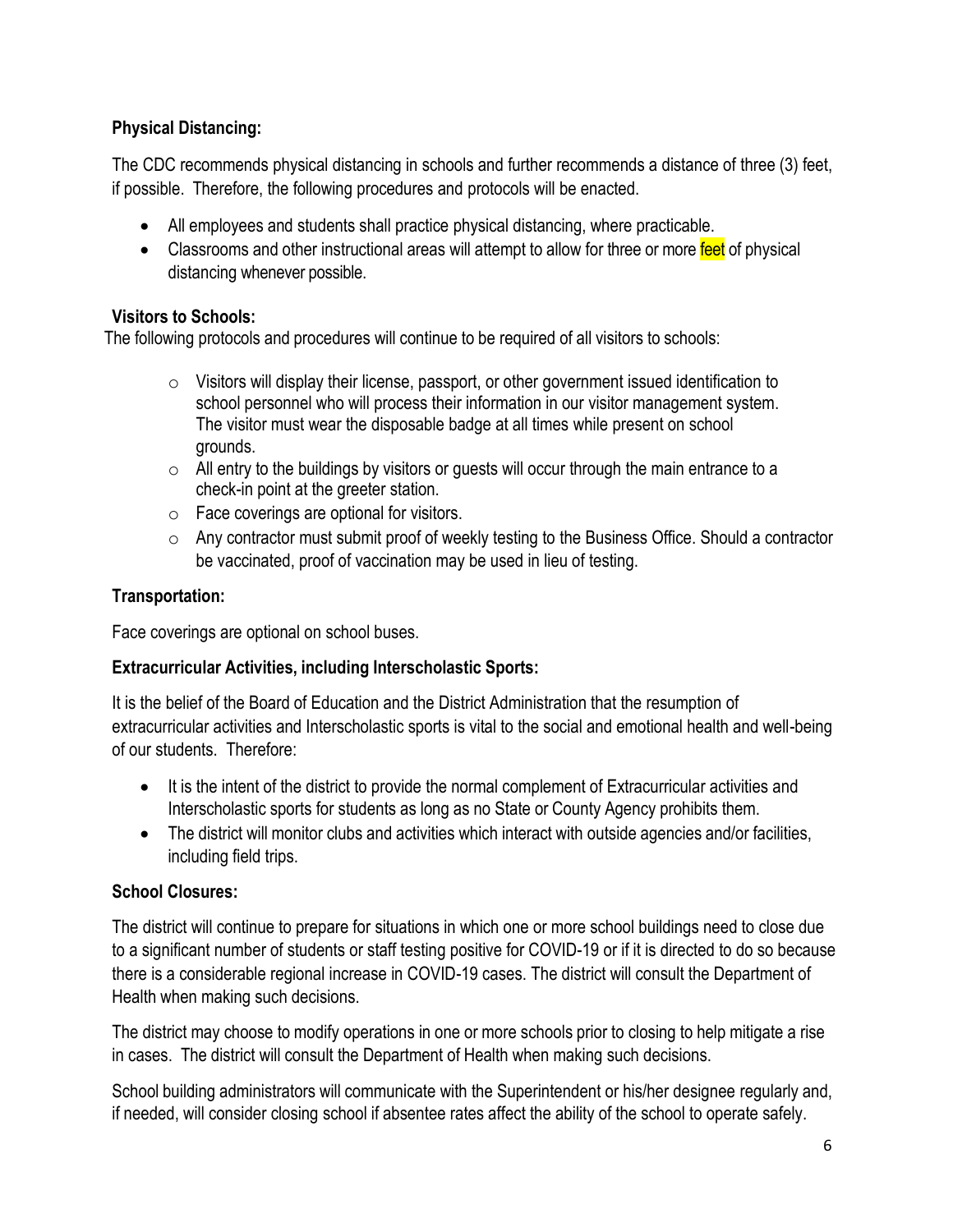**Physical Distancing:**

The CDC recommends physical distancing in schools and further recommends a distance of three (3) feet, if possible. Therefore, the following procedures and protocols will be enacted.

- All employees and students shall practice physical distancing, where practicable.
- Classrooms and other instructional areas will attempt to allow for three or more feet of physical distancing whenever possible.

**Visitors to Schools:**

The following protocols and procedures will continue to be required of all visitors to schools:

- Visitors will display their license, passport, or other government issued identification to school personnel who will process their information in our visitor management system. The visitor must wear the disposable badge at all times while present on school grounds.
- All entry to the buildings by visitors or guests will occur through the main entrance to a check-in point at the greeter station.
- Face coverings are optional for visitors.
- Any contractor must submit proof of weekly testing to the Business Office. Should a contractor be vaccinated, proof of vaccination may be used in lieu of testing.

**Transportation:**

Face coverings are optional on school buses.

**Extracurricular Activities, including Interscholastic Sports:**

It is the belief of the Board of Education and the District Administration that the resumption of extracurricular activities and Interscholastic sports is vital to the social and emotional health and well-being of our students. Therefore:

- It is the intent of the district to provide the normal complement of Extracurricular activities and Interscholastic sports for students as long as no State or County Agency prohibits them.
- The district will monitor clubs and activities which interact with outside agencies and/or facilities, including field trips.

**School Closures:**

The district will continue to prepare for situations in which one or more school buildings need to close due to a significant number of students or staff testing positive for COVID-19 or if it is directed to do so because there is a considerable regional increase in COVID-19 cases. The district will consult the Department of Health when making such decisions.

The district may choose to modify operations in one or more schools prior to closing to help mitigate a rise in cases. The district will consult the Department of Health when making such decisions.

School building administrators will communicate with the Superintendent or his/her designee regularly and, if needed, will consider closing school if absentee rates affect the ability of the school to operate safely.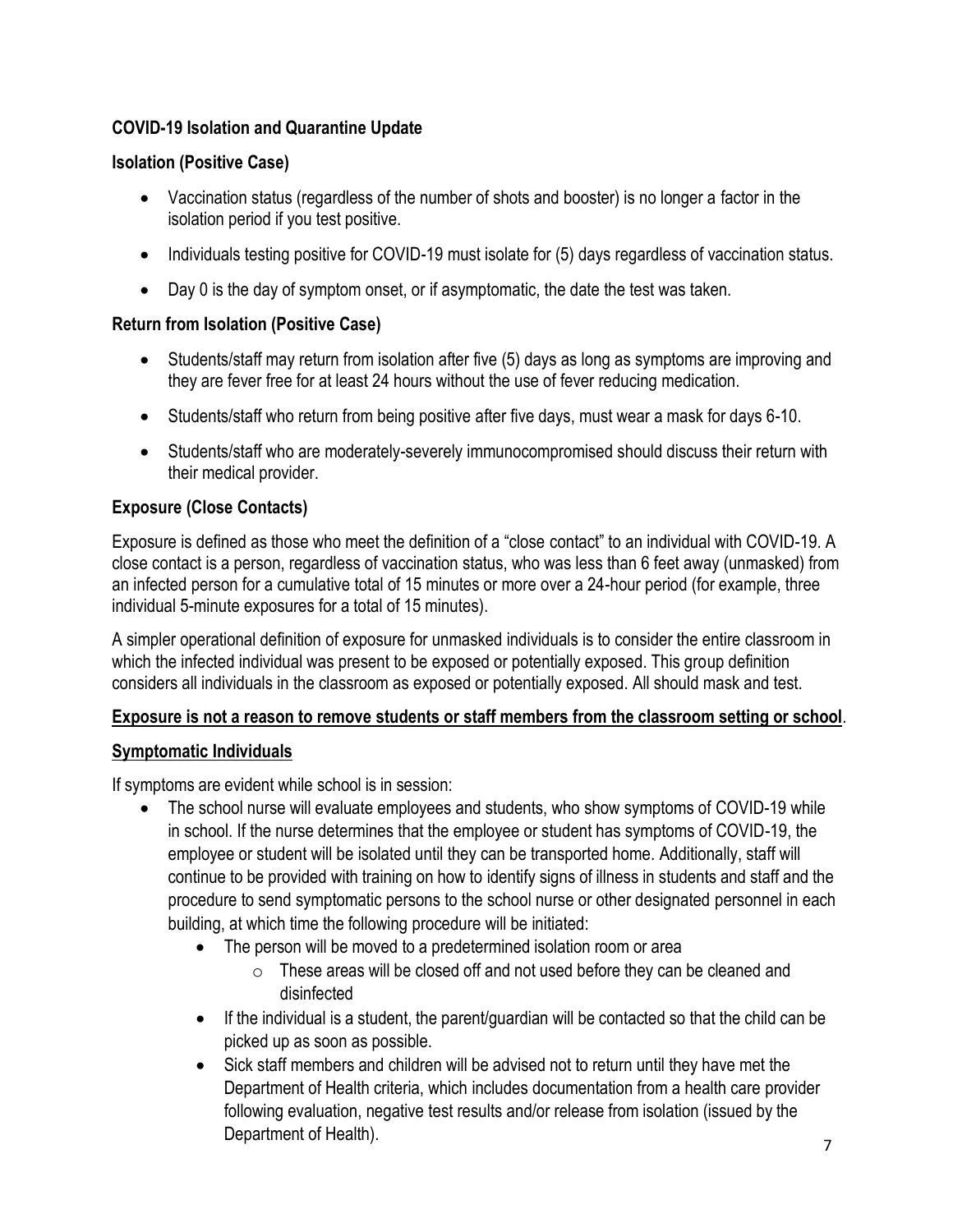### COVID-19 Isolation and Quarantine Update

### Isolation (Positive Case)

- Vaccination status (regardless of the number of shots and booster) is no longer a factor in the isolation period if you test positive.
- Individuals testing positive for COVID-19 must isolate for (5) days regardless of vaccination status.
- Day 0 is the day of symptom onset, or if asymptomatic, the date the test was taken.

### Return from Isolation (Positive Case)

- Students/staff may return from isolation after five (5) days as long as symptoms are improving and they are fever free for at least 24 hours without the use of fever reducing medication.
- Students/staff who return from being positive after five days, must wear a mask for days 6-10.
- Students/staff who are moderately-severely immunocompromised should discuss their return with their medical provider.

### Exposure (Close Contacts)

Exposure is defined as those who meet the definition of a "close contact" to an individual with COVID-19. A close contact is a person, regardless of vaccination status, who was less than 6 feet away (unmasked) from an infected person for a cumulative total of 15 minutes or more over a 24-hour period (for example, three individual 5-minute exposures for a total of 15 minutes).

A simpler operational definition of exposure for unmasked individuals is to consider the entire classroom in which the infected individual was present to be exposed or potentially exposed. This group definition considers all individuals in the classroom as exposed or potentially exposed. All should mask and test.

**Exposure is not a reason to remove students or staff members from the classroom setting or school**.

### Symptomatic Individuals

If symptoms are evident while school is in session:

- The school nurse will evaluate employees and students, who show symptoms of COVID-19 while in school. If the nurse determines that the employee or student has symptoms of COVID-19, the employee or student will be isolated until they can be transported home. Additionally, staff will continue to be provided with training on how to identify signs of illness in students and staff and the procedure to send symptomatic persons to the school nurse or other designated personnel in each building, at which time the following procedure will be initiated:
    - The person will be moved to a predetermined isolation room or area
        - These areas will be closed off and not used before they can be cleaned and disinfected
    - If the individual is a student, the parent/guardian will be contacted so that the child can be picked up as soon as possible.
    - Sick staff members and children will be advised not to return until they have met the Department of Health criteria, which includes documentation from a health care provider following evaluation, negative test results and/or release from isolation (issued by the Department of Health).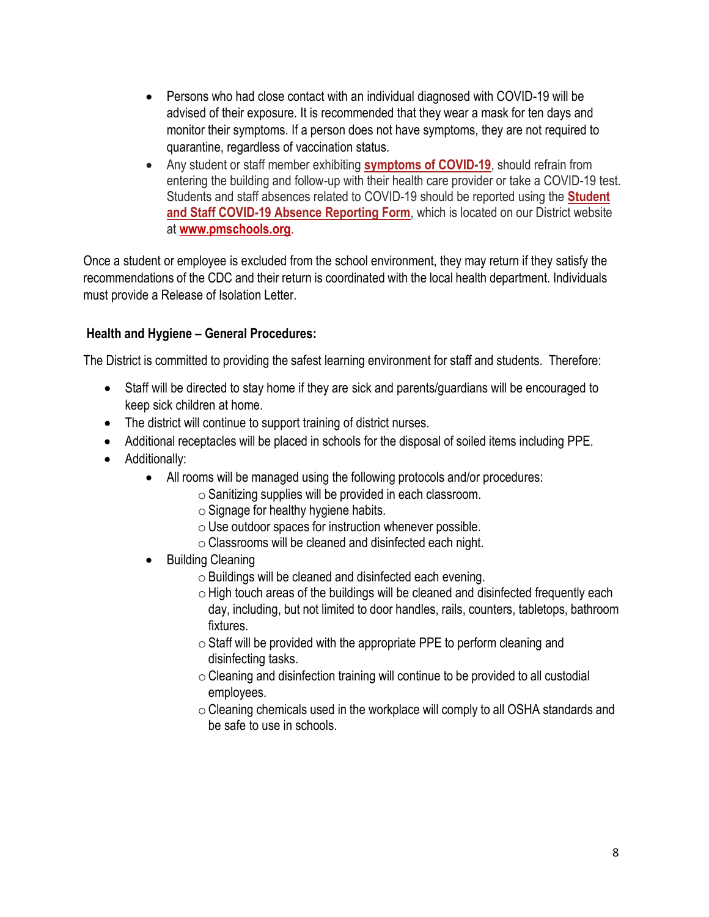- Persons who had close contact with an individual diagnosed with COVID-19 will be advised of their exposure. It is recommended that they wear a mask for ten days and monitor their symptoms. If a person does not have symptoms, they are not required to quarantine, regardless of vaccination status.
- Any student or staff member exhibiting **symptoms of COVID-19**, should refrain from entering the building and follow-up with their health care provider or take a COVID-19 test. Students and staff absences related to COVID-19 should be reported using the **Student and Staff COVID-19 Absence Reporting Form**, which is located on our District website at **www.pmschools.org**.

Once a student or employee is excluded from the school environment, they may return if they satisfy the recommendations of the CDC and their return is coordinated with the local health department. Individuals must provide a Release of Isolation Letter.

**Health and Hygiene – General Procedures:**

The District is committed to providing the safest learning environment for staff and students. Therefore:

- Staff will be directed to stay home if they are sick and parents/guardians will be encouraged to keep sick children at home.
- The district will continue to support training of district nurses.
- Additional receptacles will be placed in schools for the disposal of soiled items including PPE.
- Additionally:
    - All rooms will be managed using the following protocols and/or procedures:
        - Sanitizing supplies will be provided in each classroom.
        - Signage for healthy hygiene habits.
        - Use outdoor spaces for instruction whenever possible.
        - Classrooms will be cleaned and disinfected each night.
    - Building Cleaning
        - Buildings will be cleaned and disinfected each evening.
        - High touch areas of the buildings will be cleaned and disinfected frequently each day, including, but not limited to door handles, rails, counters, tabletops, bathroom fixtures.
        - Staff will be provided with the appropriate PPE to perform cleaning and disinfecting tasks.
        - Cleaning and disinfection training will continue to be provided to all custodial employees.
        - Cleaning chemicals used in the workplace will comply to all OSHA standards and be safe to use in schools.